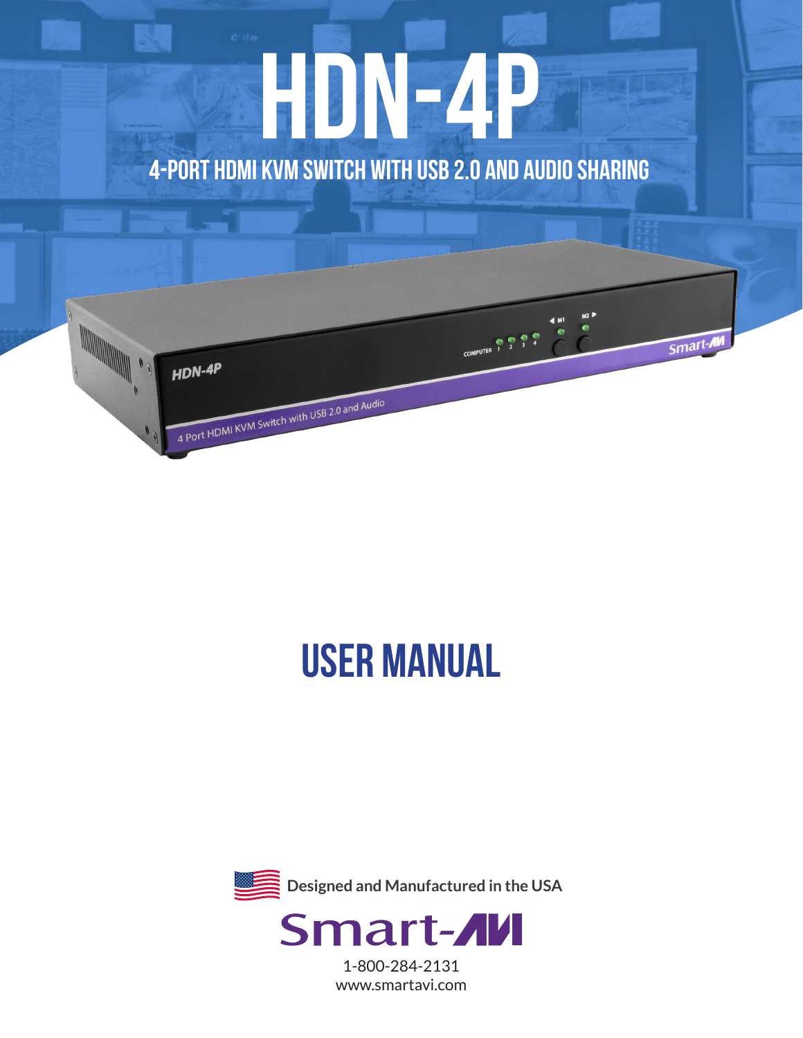# HDN-4P

## 4-PORT HDMI KVM SWITCH WITH USB 2.0 AND AUDIO SHARING

# USER MANUAL

**Designed and Manufactured in the USA**

Smart-AVI

1-800-284-2131
www.smartavi.com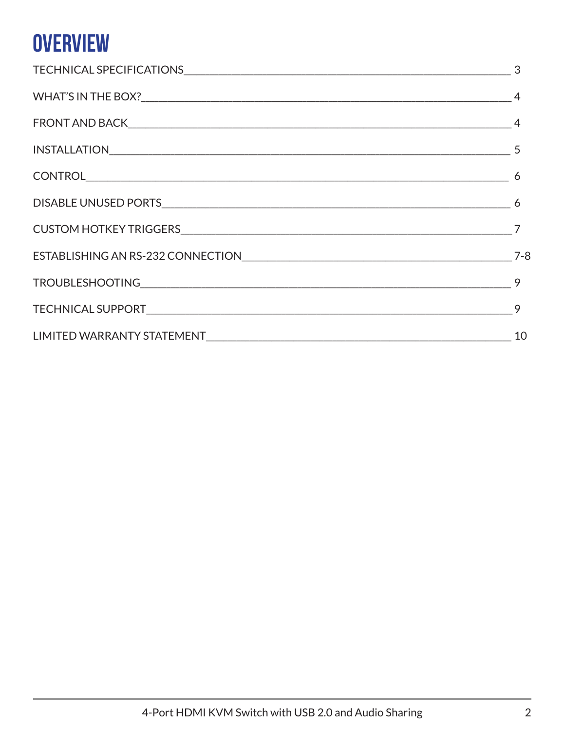# OVERVIEW

| Section | Page |
|---|---|
| TECHNICAL SPECIFICATIONS | 3 |
| WHAT'S IN THE BOX? | 4 |
| FRONT AND BACK | 4 |
| INSTALLATION | 5 |
| CONTROL | 6 |
| DISABLE UNUSED PORTS | 6 |
| CUSTOM HOTKEY TRIGGERS | 7 |
| ESTABLISHING AN RS-232 CONNECTION | 7-8 |
| TROUBLESHOOTING | 9 |
| TECHNICAL SUPPORT | 9 |
| LIMITED WARRANTY STATEMENT | 10 |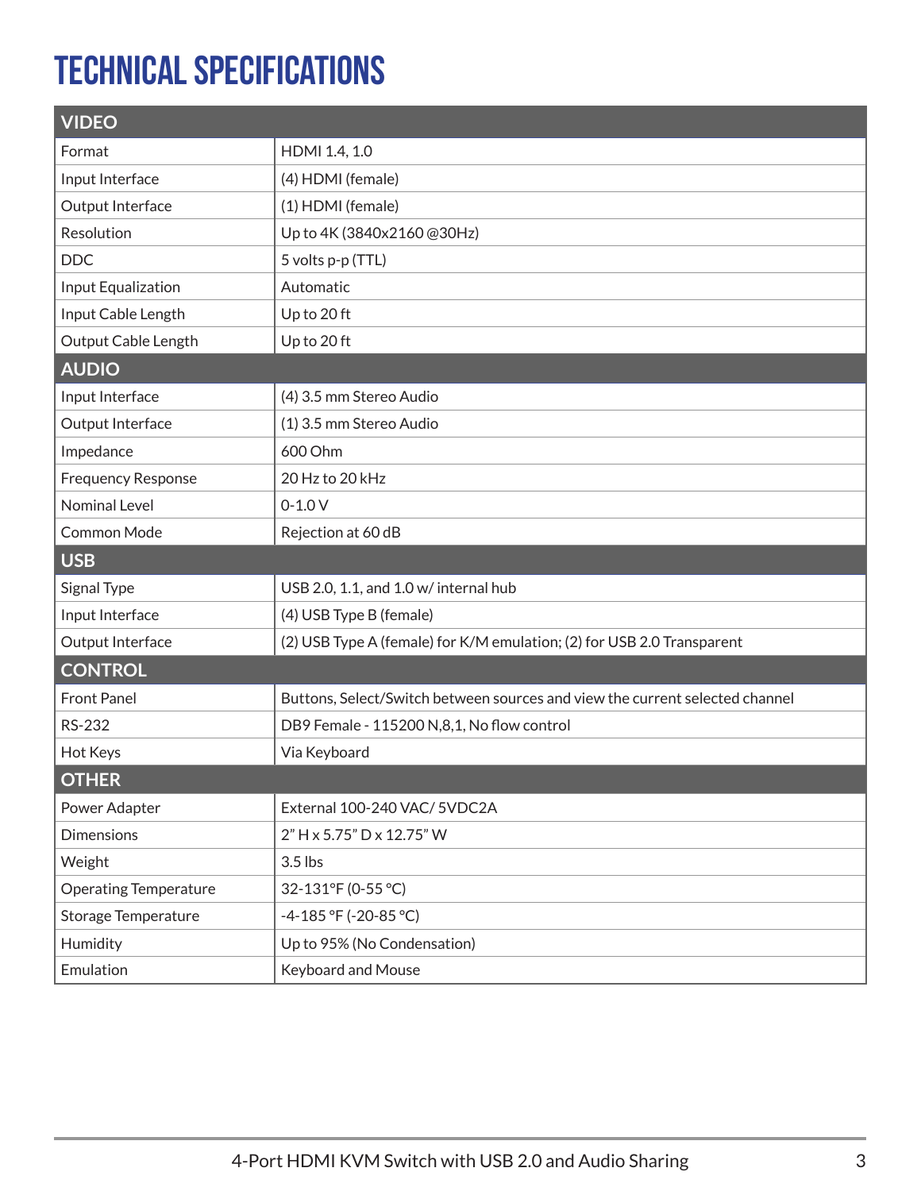# TECHNICAL SPECIFICATIONS

| VIDEO | |
|---|---|
| Format | HDMI 1.4, 1.0 |
| Input Interface | (4) HDMI (female) |
| Output Interface | (1) HDMI (female) |
| Resolution | Up to 4K (3840x2160 @30Hz) |
| DDC | 5 volts p-p (TTL) |
| Input Equalization | Automatic |
| Input Cable Length | Up to 20 ft |
| Output Cable Length | Up to 20 ft |
| **AUDIO** | |
| Input Interface | (4) 3.5 mm Stereo Audio |
| Output Interface | (1) 3.5 mm Stereo Audio |
| Impedance | 600 Ohm |
| Frequency Response | 20 Hz to 20 kHz |
| Nominal Level | 0-1.0 V |
| Common Mode | Rejection at 60 dB |
| **USB** | |
| Signal Type | USB 2.0, 1.1, and 1.0 w/ internal hub |
| Input Interface | (4) USB Type B (female) |
| Output Interface | (2) USB Type A (female) for K/M emulation; (2) for USB 2.0 Transparent |
| **CONTROL** | |
| Front Panel | Buttons, Select/Switch between sources and view the current selected channel |
| RS-232 | DB9 Female - 115200 N,8,1, No flow control |
| Hot Keys | Via Keyboard |
| **OTHER** | |
| Power Adapter | External 100-240 VAC/ 5VDC2A |
| Dimensions | 2" H x 5.75" D x 12.75" W |
| Weight | 3.5 lbs |
| Operating Temperature | 32-131°F (0-55 °C) |
| Storage Temperature | -4-185 °F (-20-85 °C) |
| Humidity | Up to 95% (No Condensation) |
| Emulation | Keyboard and Mouse |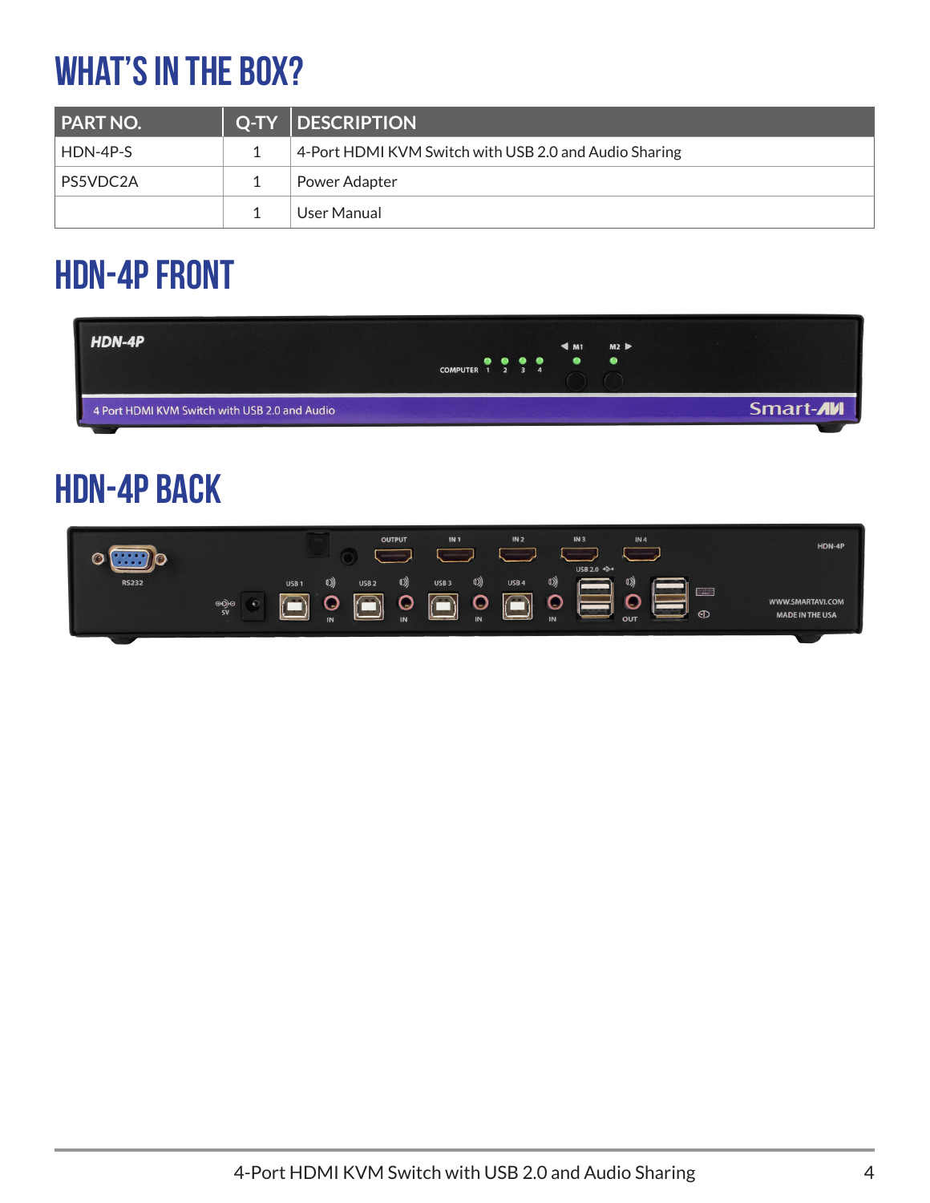# WHAT'S IN THE BOX?

| PART NO. | Q-TY | DESCRIPTION |
|---|---|---|
| HDN-4P-S | 1 | 4-Port HDMI KVM Switch with USB 2.0 and Audio Sharing |
| PS5VDC2A | 1 | Power Adapter |
| | 1 | User Manual |

# HDN-4P FRONT

# HDN-4P BACK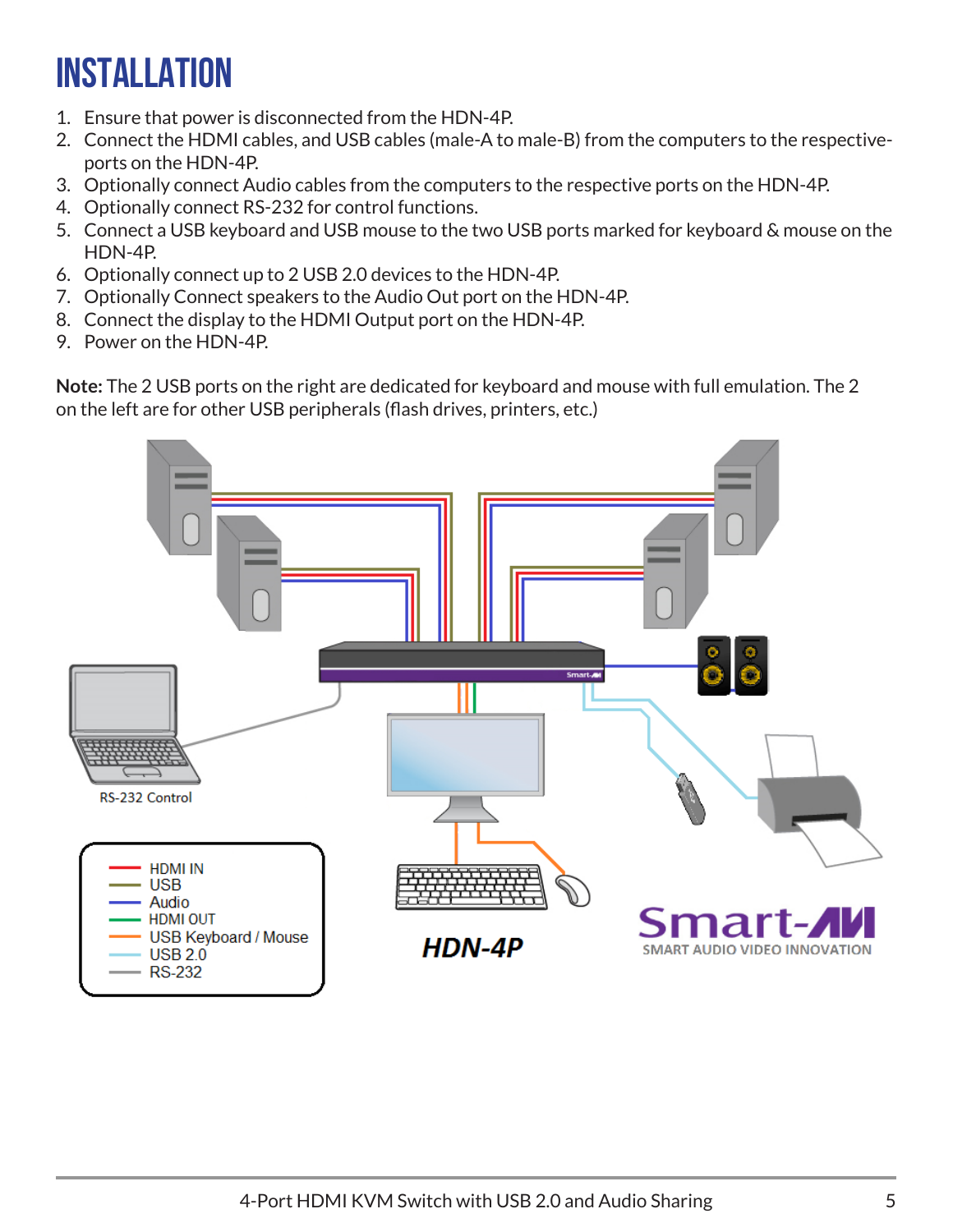# INSTALLATION

1. Ensure that power is disconnected from the HDN-4P.
2. Connect the HDMI cables, and USB cables (male-A to male-B) from the computers to the respective-ports on the HDN-4P.
3. Optionally connect Audio cables from the computers to the respective ports on the HDN-4P.
4. Optionally connect RS-232 for control functions.
5. Connect a USB keyboard and USB mouse to the two USB ports marked for keyboard & mouse on the HDN-4P.
6. Optionally connect up to 2 USB 2.0 devices to the HDN-4P.
7. Optionally Connect speakers to the Audio Out port on the HDN-4P.
8. Connect the display to the HDMI Output port on the HDN-4P.
9. Power on the HDN-4P.

**Note:** The 2 USB ports on the right are dedicated for keyboard and mouse with full emulation. The 2 on the left are for other USB peripherals (flash drives, printers, etc.)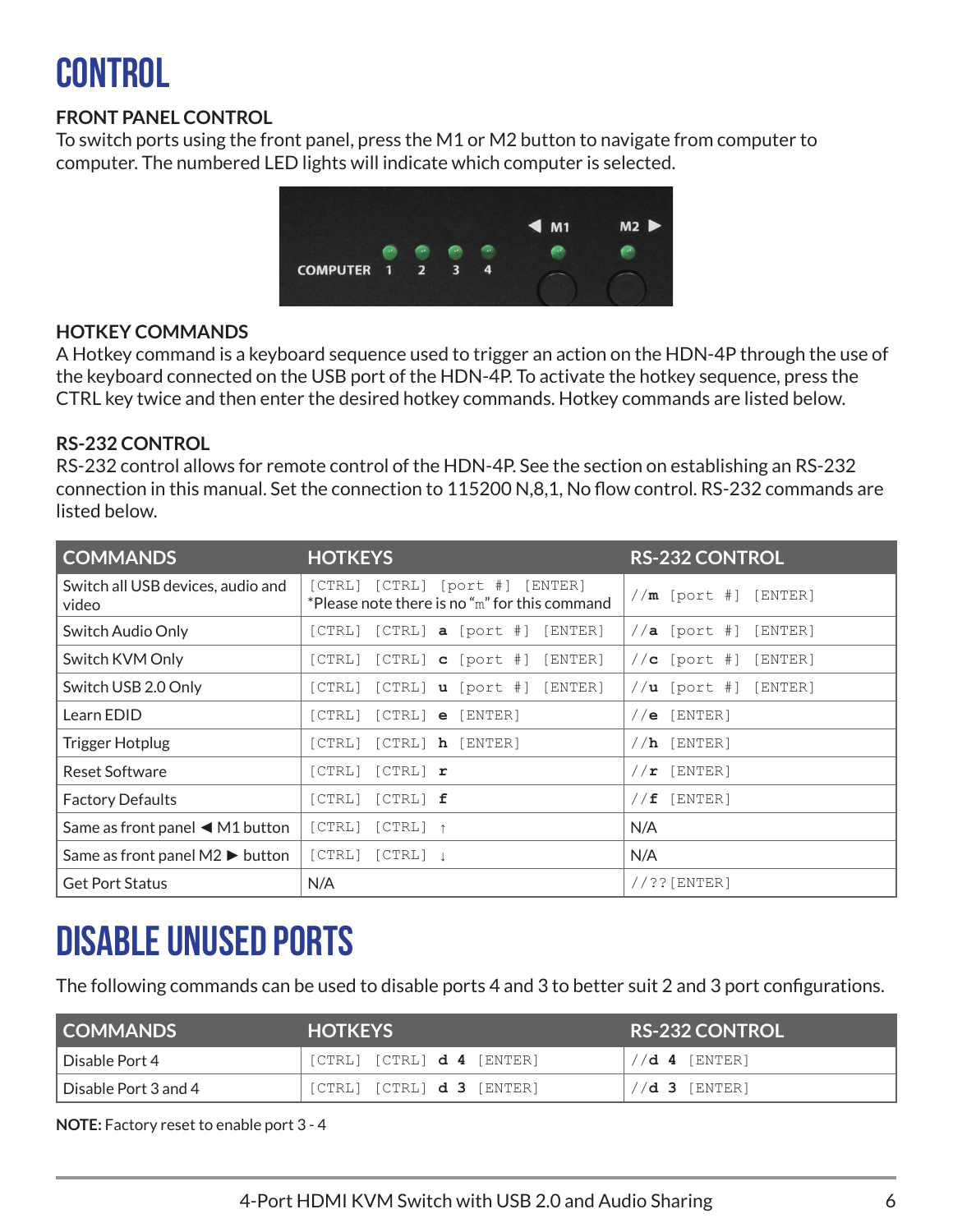# CONTROL

### FRONT PANEL CONTROL

To switch ports using the front panel, press the M1 or M2 button to navigate from computer to computer. The numbered LED lights will indicate which computer is selected.

### HOTKEY COMMANDS

A Hotkey command is a keyboard sequence used to trigger an action on the HDN-4P through the use of the keyboard connected on the USB port of the HDN-4P. To activate the hotkey sequence, press the CTRL key twice and then enter the desired hotkey commands. Hotkey commands are listed below.

### RS-232 CONTROL

RS-232 control allows for remote control of the HDN-4P. See the section on establishing an RS-232 connection in this manual. Set the connection to 115200 N,8,1, No flow control. RS-232 commands are listed below.

| COMMANDS | HOTKEYS | RS-232 CONTROL |
|---|---|---|
| Switch all USB devices, audio and video | [CTRL] [CTRL] [port #] [ENTER] *Please note there is no "m" for this command | //**m** [port #] [ENTER] |
| Switch Audio Only | [CTRL] [CTRL] **a** [port #] [ENTER] | //**a** [port #] [ENTER] |
| Switch KVM Only | [CTRL] [CTRL] **c** [port #] [ENTER] | //**c** [port #] [ENTER] |
| Switch USB 2.0 Only | [CTRL] [CTRL] **u** [port #] [ENTER] | //**u** [port #] [ENTER] |
| Learn EDID | [CTRL] [CTRL] **e** [ENTER] | //**e** [ENTER] |
| Trigger Hotplug | [CTRL] [CTRL] **h** [ENTER] | //**h** [ENTER] |
| Reset Software | [CTRL] [CTRL] **r** | //**r** [ENTER] |
| Factory Defaults | [CTRL] [CTRL] **f** | //**f** [ENTER] |
| Same as front panel ◀ M1 button | [CTRL] [CTRL] ↑ | N/A |
| Same as front panel M2 ▶ button | [CTRL] [CTRL] ↓ | N/A |
| Get Port Status | N/A | //??[ENTER] |

# DISABLE UNUSED PORTS

The following commands can be used to disable ports 4 and 3 to better suit 2 and 3 port configurations.

| COMMANDS | HOTKEYS | RS-232 CONTROL |
|---|---|---|
| Disable Port 4 | [CTRL] [CTRL] **d 4** [ENTER] | //**d 4** [ENTER] |
| Disable Port 3 and 4 | [CTRL] [CTRL] **d 3** [ENTER] | //**d 3** [ENTER] |

**NOTE:** Factory reset to enable port 3 - 4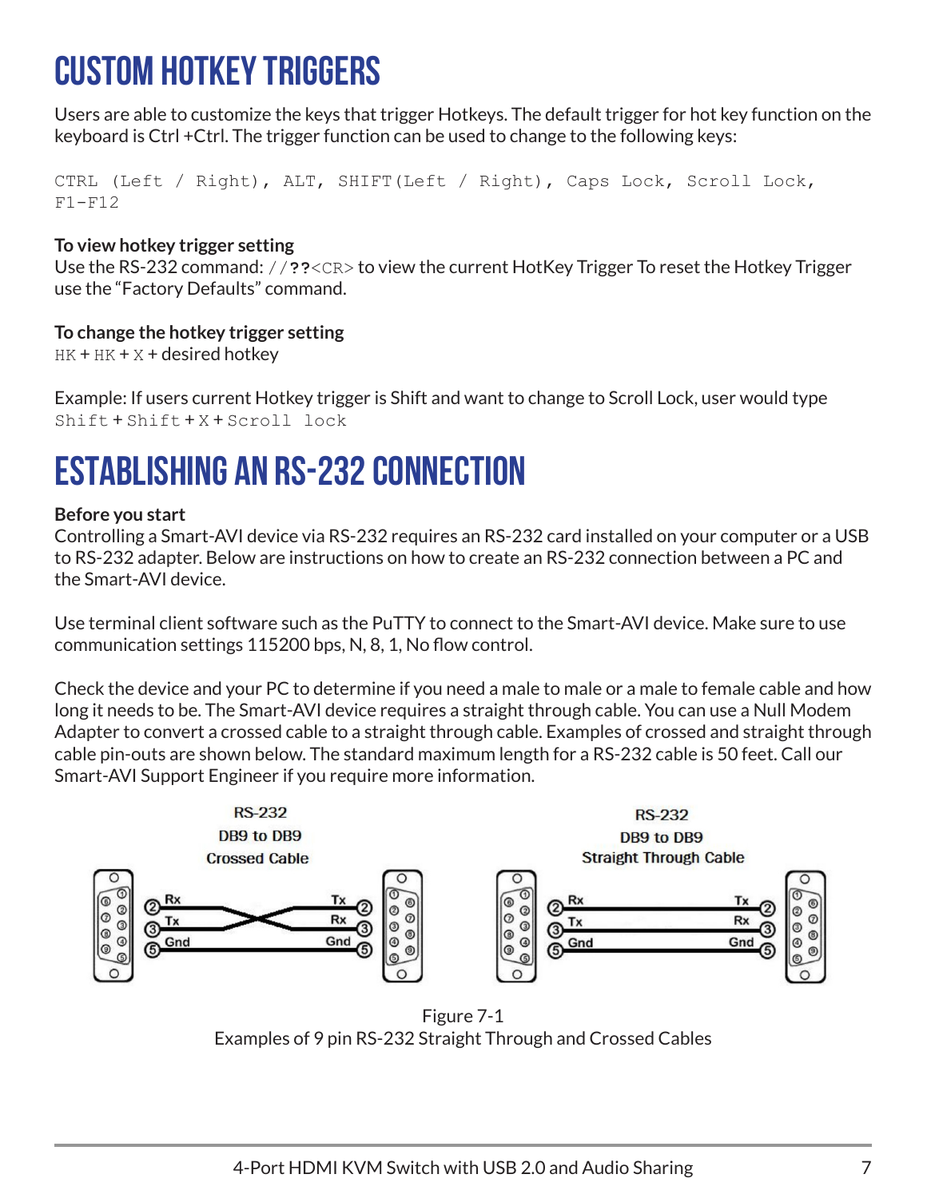# CUSTOM HOTKEY TRIGGERS

Users are able to customize the keys that trigger Hotkeys. The default trigger for hot key function on the keyboard is Ctrl +Ctrl. The trigger function can be used to change to the following keys:

```
CTRL (Left / Right), ALT, SHIFT(Left / Right), Caps Lock, Scroll Lock,
F1-F12
```

**To view hotkey trigger setting**
Use the RS-232 command: `//`**??**`<CR>` to view the current HotKey Trigger To reset the Hotkey Trigger use the "Factory Defaults" command.

**To change the hotkey trigger setting**
`HK` + `HK` + `X` + desired hotkey

Example: If users current Hotkey trigger is Shift and want to change to Scroll Lock, user would type `Shift` + `Shift` + `X` + `Scroll lock`

# ESTABLISHING AN RS-232 CONNECTION

**Before you start**
Controlling a Smart-AVI device via RS-232 requires an RS-232 card installed on your computer or a USB to RS-232 adapter. Below are instructions on how to create an RS-232 connection between a PC and the Smart-AVI device.

Use terminal client software such as the PuTTY to connect to the Smart-AVI device. Make sure to use communication settings 115200 bps, N, 8, 1, No flow control.

Check the device and your PC to determine if you need a male to male or a male to female cable and how long it needs to be. The Smart-AVI device requires a straight through cable. You can use a Null Modem Adapter to convert a crossed cable to a straight through cable. Examples of crossed and straight through cable pin-outs are shown below. The standard maximum length for a RS-232 cable is 50 feet. Call our Smart-AVI Support Engineer if you require more information.

RS-232 DB9 to DB9 Crossed Cable

RS-232 DB9 to DB9 Straight Through Cable

Figure 7-1
Examples of 9 pin RS-232 Straight Through and Crossed Cables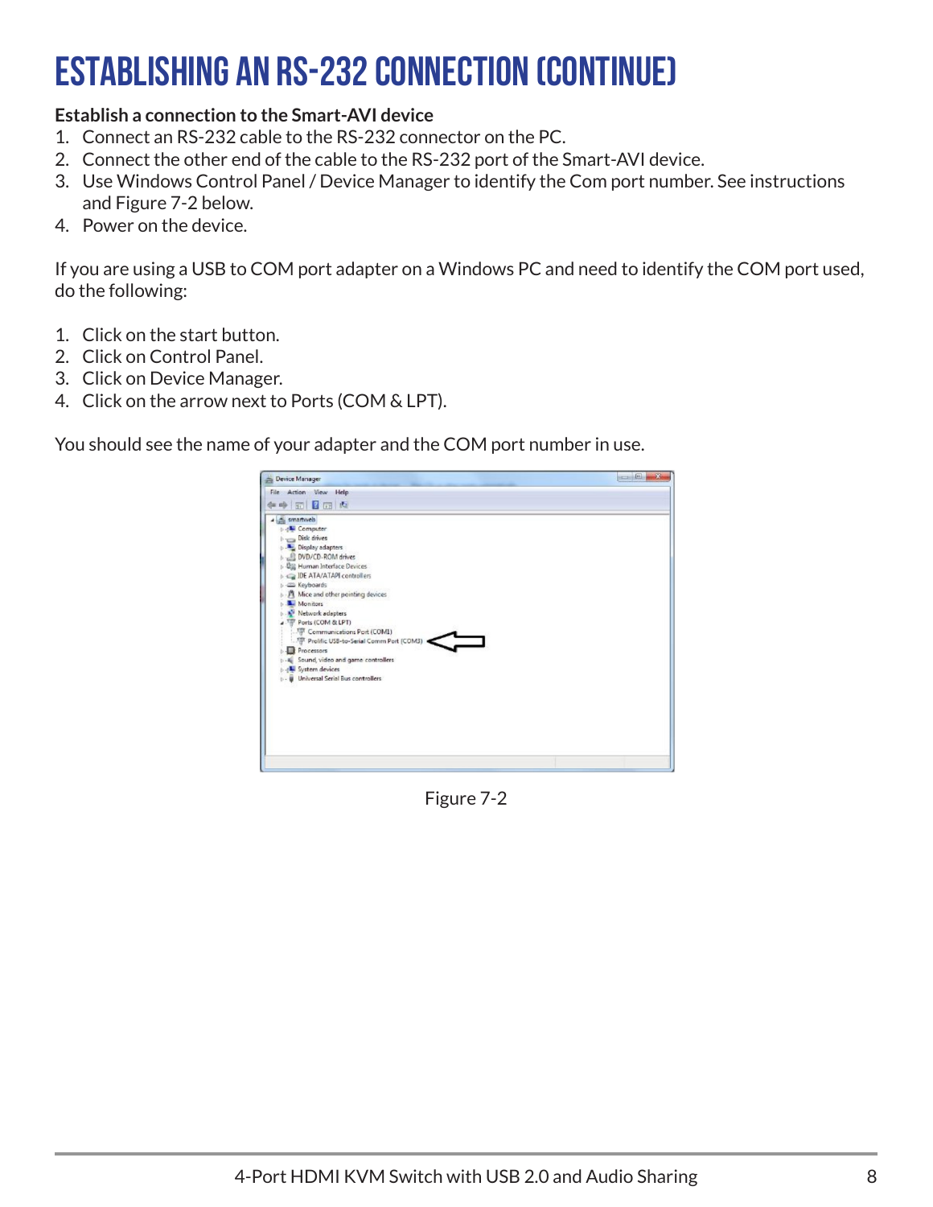# ESTABLISHING AN RS-232 CONNECTION (CONTINUE)

**Establish a connection to the Smart-AVI device**

1. Connect an RS-232 cable to the RS-232 connector on the PC.
2. Connect the other end of the cable to the RS-232 port of the Smart-AVI device.
3. Use Windows Control Panel / Device Manager to identify the Com port number. See instructions and Figure 7-2 below.
4. Power on the device.

If you are using a USB to COM port adapter on a Windows PC and need to identify the COM port used, do the following:

1. Click on the start button.
2. Click on Control Panel.
3. Click on Device Manager.
4. Click on the arrow next to Ports (COM & LPT).

You should see the name of your adapter and the COM port number in use.

Figure 7-2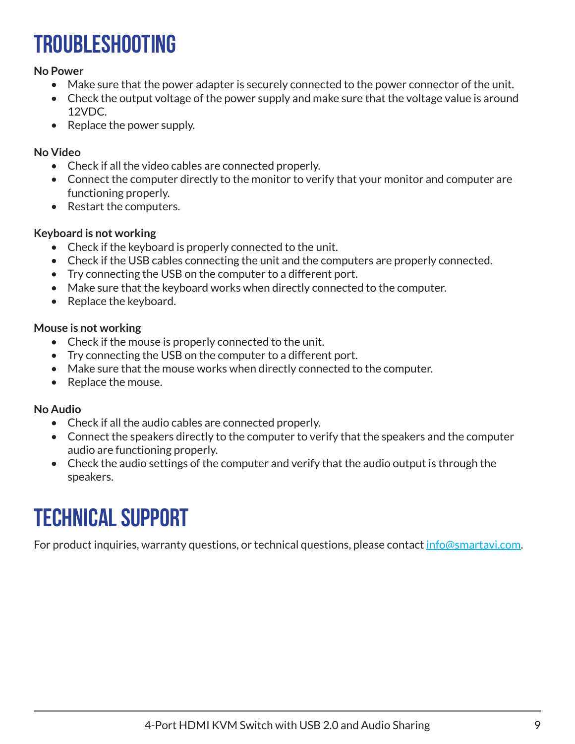# TROUBLESHOOTING

**No Power**

- Make sure that the power adapter is securely connected to the power connector of the unit.
- Check the output voltage of the power supply and make sure that the voltage value is around 12VDC.
- Replace the power supply.

**No Video**

- Check if all the video cables are connected properly.
- Connect the computer directly to the monitor to verify that your monitor and computer are functioning properly.
- Restart the computers.

**Keyboard is not working**

- Check if the keyboard is properly connected to the unit.
- Check if the USB cables connecting the unit and the computers are properly connected.
- Try connecting the USB on the computer to a different port.
- Make sure that the keyboard works when directly connected to the computer.
- Replace the keyboard.

**Mouse is not working**

- Check if the mouse is properly connected to the unit.
- Try connecting the USB on the computer to a different port.
- Make sure that the mouse works when directly connected to the computer.
- Replace the mouse.

**No Audio**

- Check if all the audio cables are connected properly.
- Connect the speakers directly to the computer to verify that the speakers and the computer audio are functioning properly.
- Check the audio settings of the computer and verify that the audio output is through the speakers.

# TECHNICAL SUPPORT

For product inquiries, warranty questions, or technical questions, please contact [info@smartavi.com](mailto:info@smartavi.com).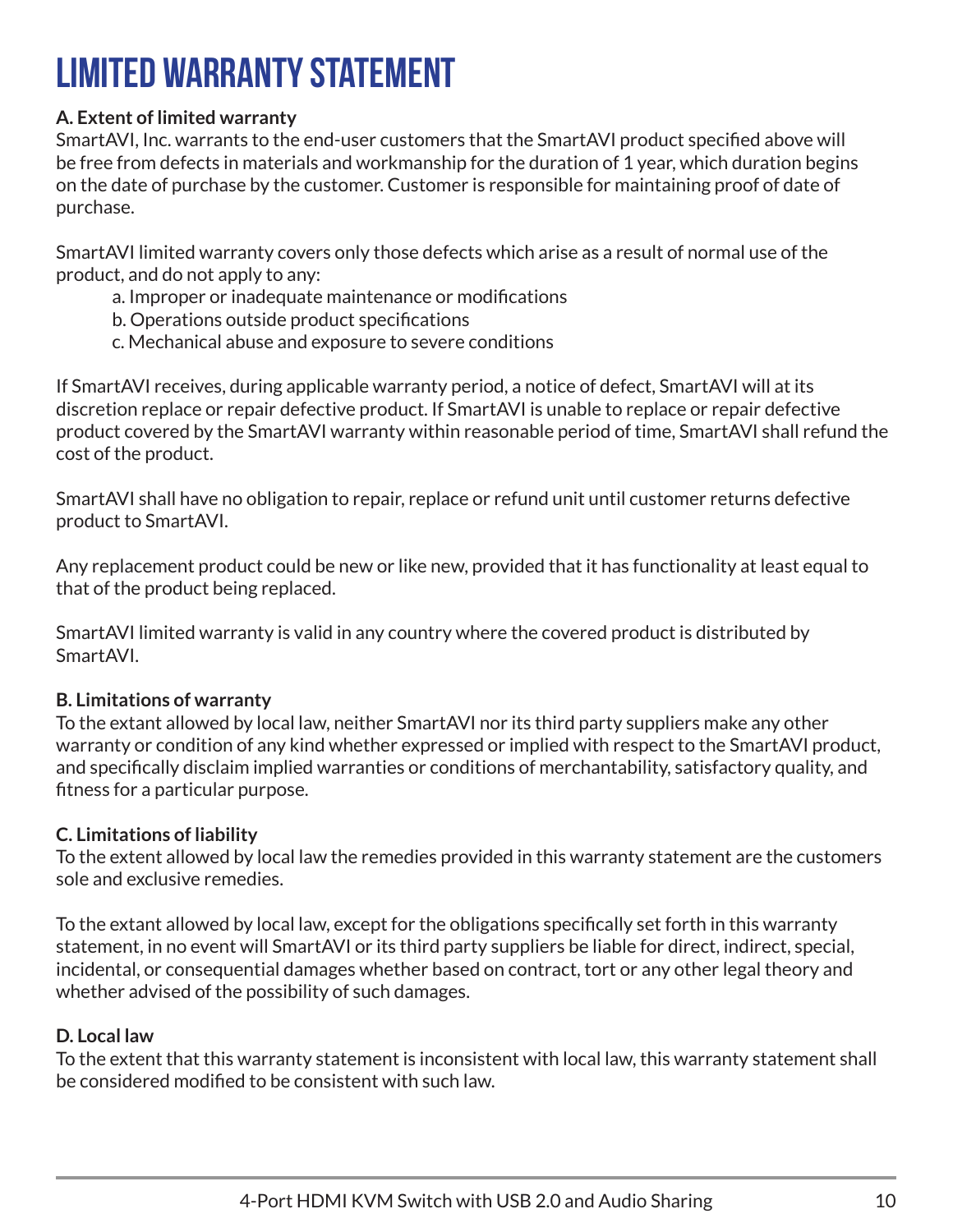# LIMITED WARRANTY STATEMENT

**A. Extent of limited warranty**

SmartAVI, Inc. warrants to the end-user customers that the SmartAVI product specified above will be free from defects in materials and workmanship for the duration of 1 year, which duration begins on the date of purchase by the customer. Customer is responsible for maintaining proof of date of purchase.

SmartAVI limited warranty covers only those defects which arise as a result of normal use of the product, and do not apply to any:

a. Improper or inadequate maintenance or modifications
b. Operations outside product specifications
c. Mechanical abuse and exposure to severe conditions

If SmartAVI receives, during applicable warranty period, a notice of defect, SmartAVI will at its discretion replace or repair defective product. If SmartAVI is unable to replace or repair defective product covered by the SmartAVI warranty within reasonable period of time, SmartAVI shall refund the cost of the product.

SmartAVI shall have no obligation to repair, replace or refund unit until customer returns defective product to SmartAVI.

Any replacement product could be new or like new, provided that it has functionality at least equal to that of the product being replaced.

SmartAVI limited warranty is valid in any country where the covered product is distributed by SmartAVI.

**B. Limitations of warranty**

To the extant allowed by local law, neither SmartAVI nor its third party suppliers make any other warranty or condition of any kind whether expressed or implied with respect to the SmartAVI product, and specifically disclaim implied warranties or conditions of merchantability, satisfactory quality, and fitness for a particular purpose.

**C. Limitations of liability**

To the extent allowed by local law the remedies provided in this warranty statement are the customers sole and exclusive remedies.

To the extant allowed by local law, except for the obligations specifically set forth in this warranty statement, in no event will SmartAVI or its third party suppliers be liable for direct, indirect, special, incidental, or consequential damages whether based on contract, tort or any other legal theory and whether advised of the possibility of such damages.

**D. Local law**

To the extent that this warranty statement is inconsistent with local law, this warranty statement shall be considered modified to be consistent with such law.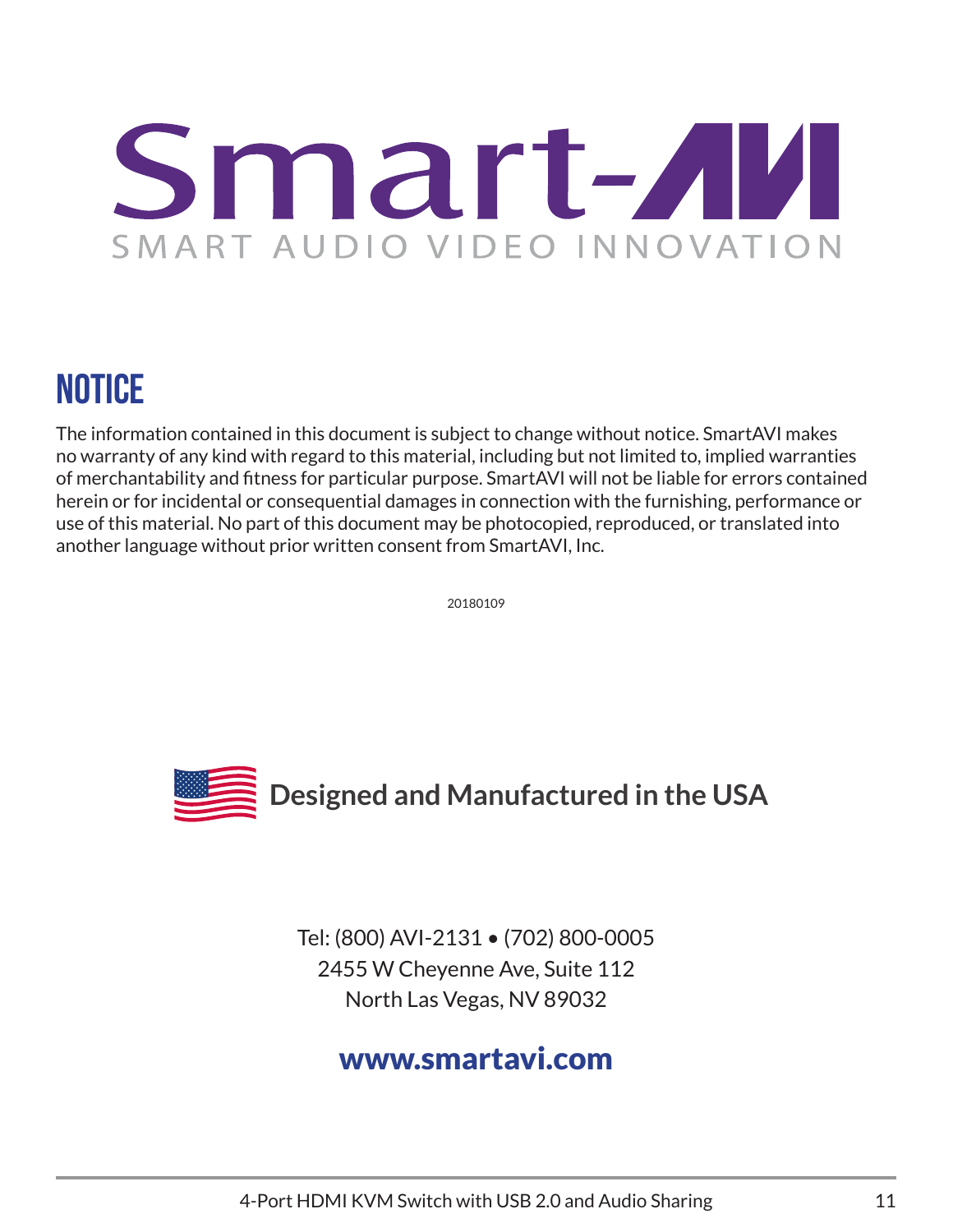Smart-AVI

SMART AUDIO VIDEO INNOVATION

# NOTICE

The information contained in this document is subject to change without notice. SmartAVI makes no warranty of any kind with regard to this material, including but not limited to, implied warranties of merchantability and fitness for particular purpose. SmartAVI will not be liable for errors contained herein or for incidental or consequential damages in connection with the furnishing, performance or use of this material. No part of this document may be photocopied, reproduced, or translated into another language without prior written consent from SmartAVI, Inc.

20180109

**Designed and Manufactured in the USA**

Tel: (800) AVI-2131 • (702) 800-0005
2455 W Cheyenne Ave, Suite 112
North Las Vegas, NV 89032

**www.smartavi.com**